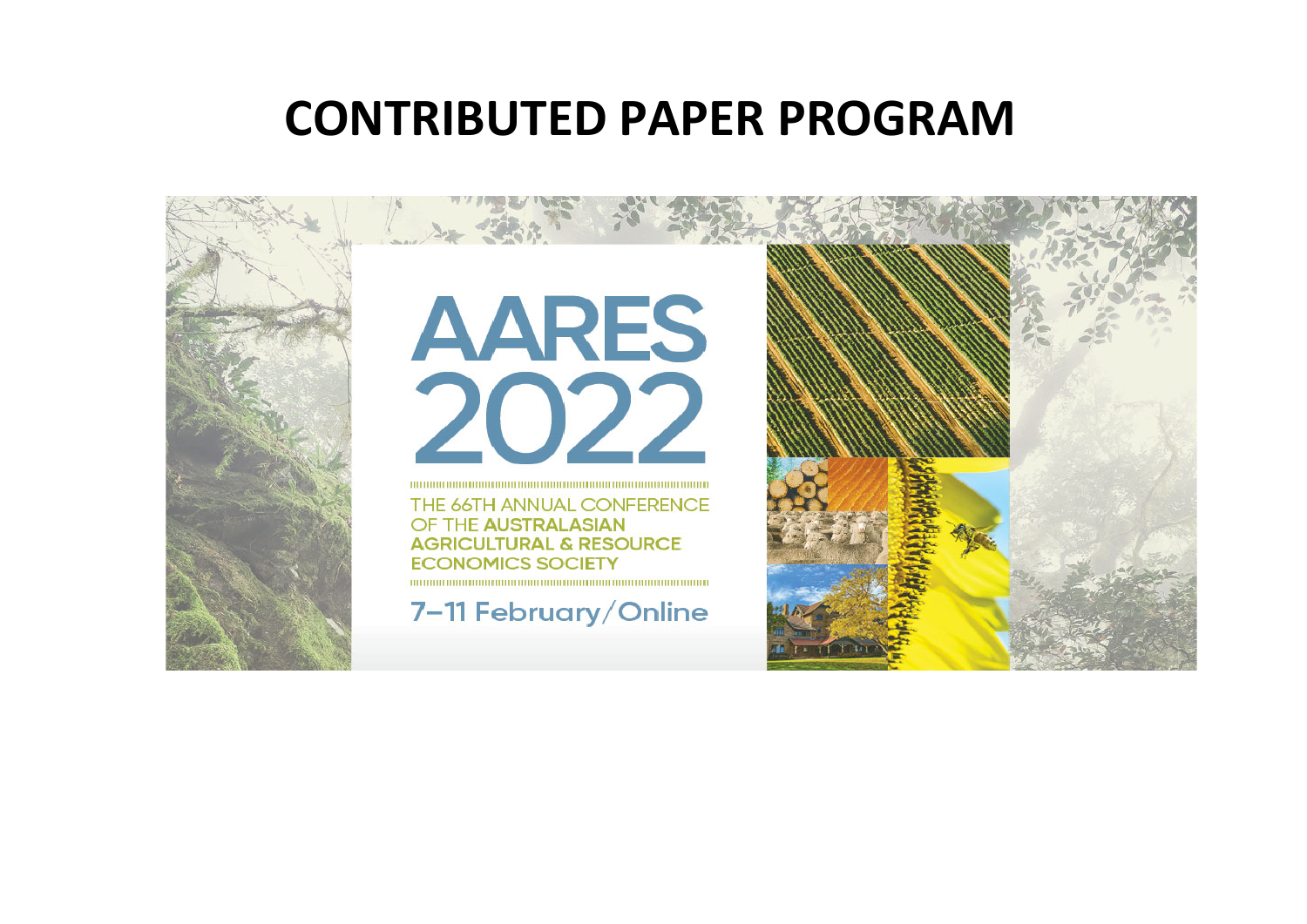# CONTRIBUTED PAPER PROGRAM

AARES 2022

THE 66TH ANNUAL CONFERENCE OF THE **AUSTRALASIAN AGRICULTURAL & RESOURCE ECONOMICS SOCIETY**

7–11 February/Online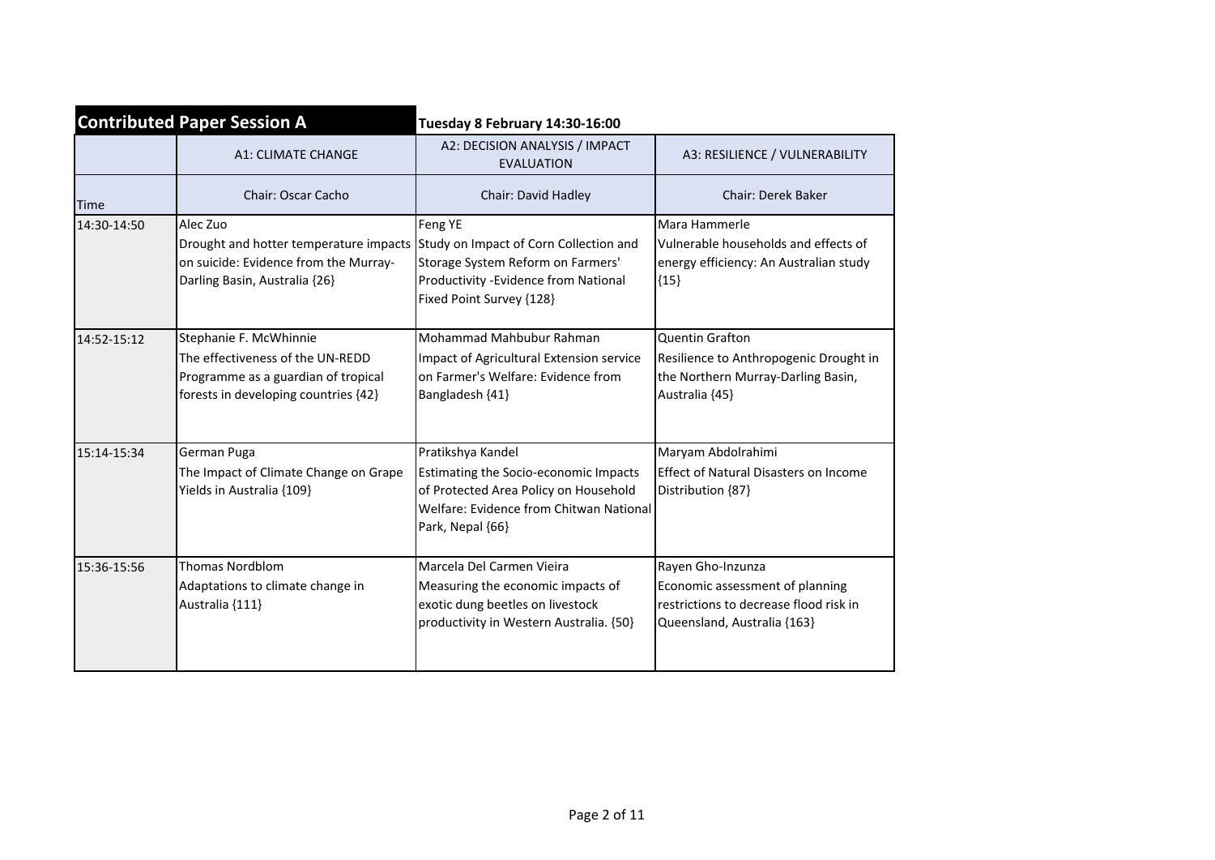## Contributed Paper Session A

**Tuesday 8 February 14:30-16:00**

| | A1: CLIMATE CHANGE | A2: DECISION ANALYSIS / IMPACT EVALUATION | A3: RESILIENCE / VULNERABILITY |
|---|---|---|---|
| Time | Chair: Oscar Cacho | Chair: David Hadley | Chair: Derek Baker |
| 14:30-14:50 | Alec Zuo<br>Drought and hotter temperature impacts on suicide: Evidence from the Murray-Darling Basin, Australia {26} | Feng YE<br>Study on Impact of Corn Collection and Storage System Reform on Farmers' Productivity -Evidence from National Fixed Point Survey {128} | Mara Hammerle<br>Vulnerable households and effects of energy efficiency: An Australian study {15} |
| 14:52-15:12 | Stephanie F. McWhinnie<br>The effectiveness of the UN-REDD Programme as a guardian of tropical forests in developing countries {42} | Mohammad Mahbubur Rahman<br>Impact of Agricultural Extension service on Farmer's Welfare: Evidence from Bangladesh {41} | Quentin Grafton<br>Resilience to Anthropogenic Drought in the Northern Murray-Darling Basin, Australia {45} |
| 15:14-15:34 | German Puga<br>The Impact of Climate Change on Grape Yields in Australia {109} | Pratikshya Kandel<br>Estimating the Socio-economic Impacts of Protected Area Policy on Household Welfare: Evidence from Chitwan National Park, Nepal {66} | Maryam Abdolrahimi<br>Effect of Natural Disasters on Income Distribution {87} |
| 15:36-15:56 | Thomas Nordblom<br>Adaptations to climate change in Australia {111} | Marcela Del Carmen Vieira<br>Measuring the economic impacts of exotic dung beetles on livestock productivity in Western Australia. {50} | Rayen Gho-Inzunza<br>Economic assessment of planning restrictions to decrease flood risk in Queensland, Australia {163} |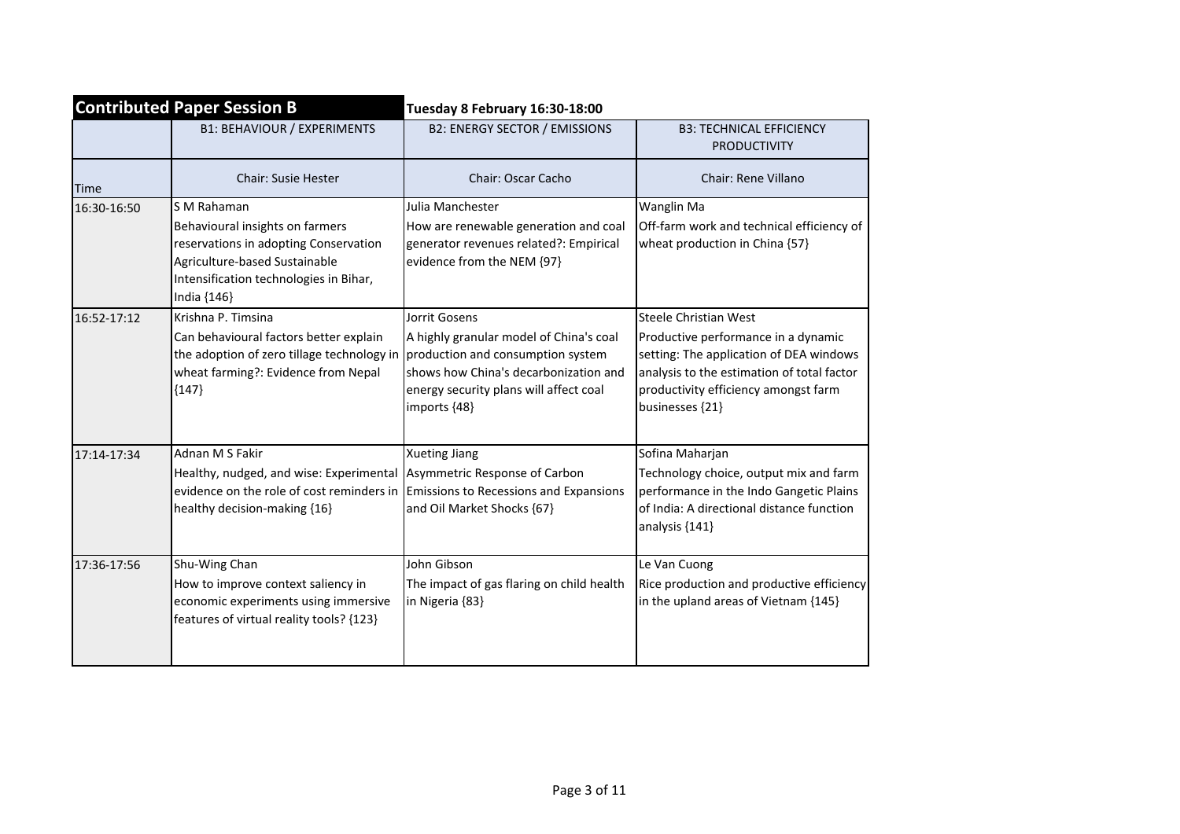## Contributed Paper Session B

**Tuesday 8 February 16:30-18:00**

| | B1: BEHAVIOUR / EXPERIMENTS | B2: ENERGY SECTOR / EMISSIONS | B3: TECHNICAL EFFICIENCY PRODUCTIVITY |
|---|---|---|---|
| Time | Chair: Susie Hester | Chair: Oscar Cacho | Chair: Rene Villano |
| 16:30-16:50 | S M Rahaman<br>Behavioural insights on farmers reservations in adopting Conservation Agriculture-based Sustainable Intensification technologies in Bihar, India {146} | Julia Manchester<br>How are renewable generation and coal generator revenues related?: Empirical evidence from the NEM {97} | Wanglin Ma<br>Off-farm work and technical efficiency of wheat production in China {57} |
| 16:52-17:12 | Krishna P. Timsina<br>Can behavioural factors better explain the adoption of zero tillage technology in wheat farming?: Evidence from Nepal {147} | Jorrit Gosens<br>A highly granular model of China's coal production and consumption system shows how China's decarbonization and energy security plans will affect coal imports {48} | Steele Christian West<br>Productive performance in a dynamic setting: The application of DEA windows analysis to the estimation of total factor productivity efficiency amongst farm businesses {21} |
| 17:14-17:34 | Adnan M S Fakir<br>Healthy, nudged, and wise: Experimental evidence on the role of cost reminders in healthy decision-making {16} | Xueting Jiang<br>Asymmetric Response of Carbon Emissions to Recessions and Expansions and Oil Market Shocks {67} | Sofina Maharjan<br>Technology choice, output mix and farm performance in the Indo Gangetic Plains of India: A directional distance function analysis {141} |
| 17:36-17:56 | Shu-Wing Chan<br>How to improve context saliency in economic experiments using immersive features of virtual reality tools? {123} | John Gibson<br>The impact of gas flaring on child health in Nigeria {83} | Le Van Cuong<br>Rice production and productive efficiency in the upland areas of Vietnam {145} |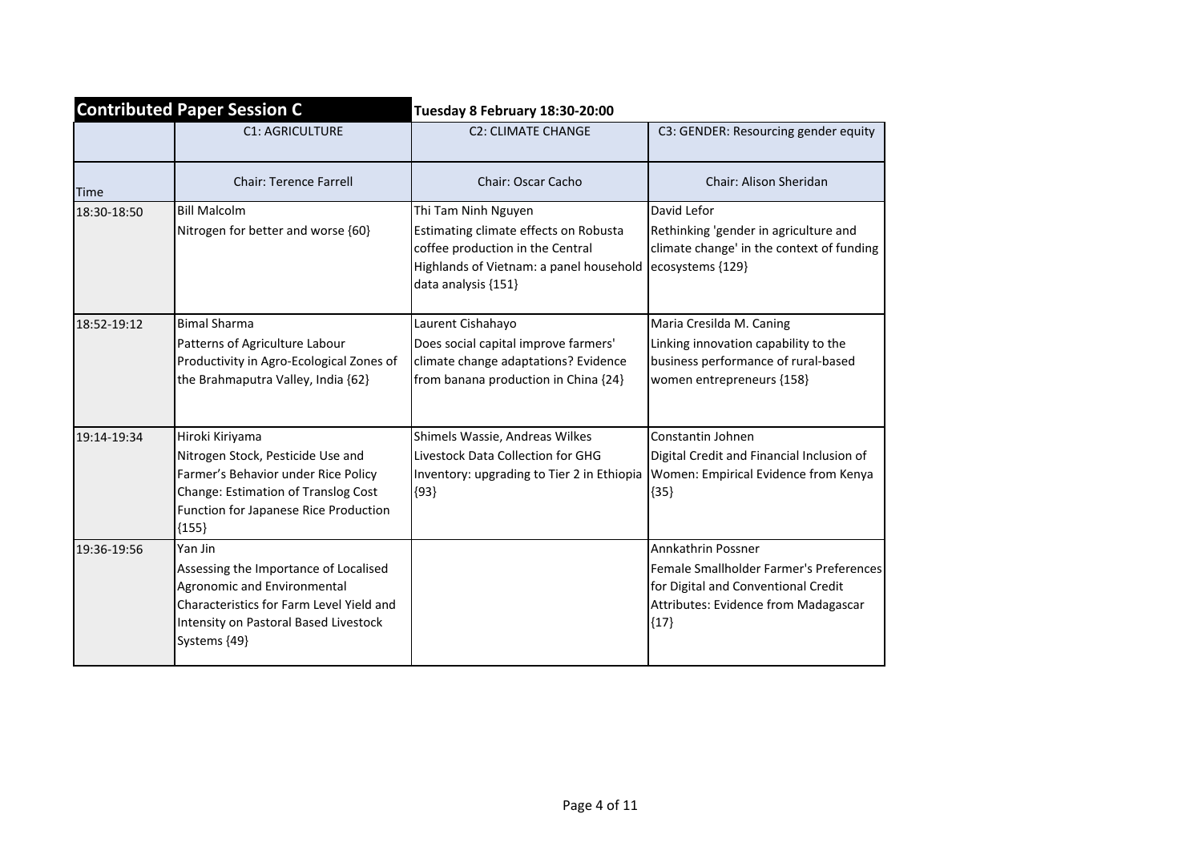## Contributed Paper Session C

**Tuesday 8 February 18:30-20:00**

| Time | C1: AGRICULTURE | C2: CLIMATE CHANGE | C3: GENDER: Resourcing gender equity |
|---|---|---|---|
| | Chair: Terence Farrell | Chair: Oscar Cacho | Chair: Alison Sheridan |
| 18:30-18:50 | Bill Malcolm<br>Nitrogen for better and worse {60} | Thi Tam Ninh Nguyen<br>Estimating climate effects on Robusta coffee production in the Central Highlands of Vietnam: a panel household data analysis {151} | David Lefor<br>Rethinking 'gender in agriculture and climate change' in the context of funding ecosystems {129} |
| 18:52-19:12 | Bimal Sharma<br>Patterns of Agriculture Labour Productivity in Agro-Ecological Zones of the Brahmaputra Valley, India {62} | Laurent Cishahayo<br>Does social capital improve farmers' climate change adaptations? Evidence from banana production in China {24} | Maria Cresilda M. Caning<br>Linking innovation capability to the business performance of rural-based women entrepreneurs {158} |
| 19:14-19:34 | Hiroki Kiriyama<br>Nitrogen Stock, Pesticide Use and Farmer's Behavior under Rice Policy Change: Estimation of Translog Cost Function for Japanese Rice Production {155} | Shimels Wassie, Andreas Wilkes<br>Livestock Data Collection for GHG Inventory: upgrading to Tier 2 in Ethiopia {93} | Constantin Johnen<br>Digital Credit and Financial Inclusion of Women: Empirical Evidence from Kenya {35} |
| 19:36-19:56 | Yan Jin<br>Assessing the Importance of Localised Agronomic and Environmental Characteristics for Farm Level Yield and Intensity on Pastoral Based Livestock Systems {49} | | Annkathrin Possner<br>Female Smallholder Farmer's Preferences for Digital and Conventional Credit Attributes: Evidence from Madagascar {17} |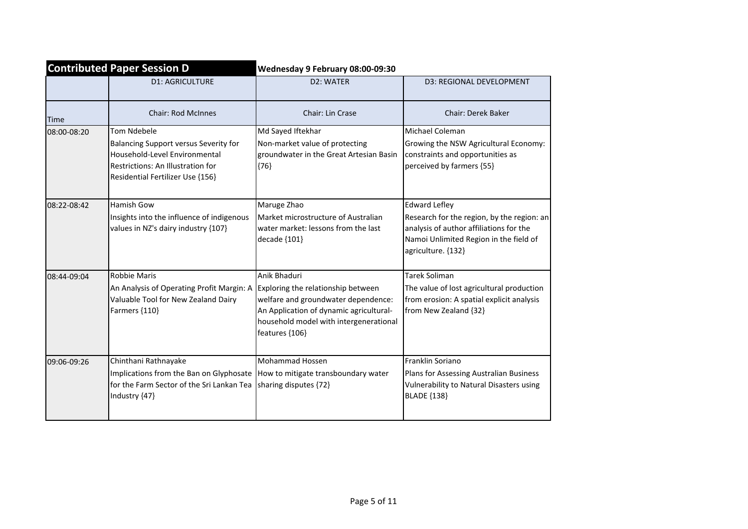## Contributed Paper Session D

**Wednesday 9 February 08:00-09:30**

| | D1: AGRICULTURE | D2: WATER | D3: REGIONAL DEVELOPMENT |
|---|---|---|---|
| Time | Chair: Rod McInnes | Chair: Lin Crase | Chair: Derek Baker |
| 08:00-08:20 | Tom Ndebele<br>Balancing Support versus Severity for Household-Level Environmental Restrictions: An Illustration for Residential Fertilizer Use {156} | Md Sayed Iftekhar<br>Non-market value of protecting groundwater in the Great Artesian Basin {76} | Michael Coleman<br>Growing the NSW Agricultural Economy: constraints and opportunities as perceived by farmers {55} |
| 08:22-08:42 | Hamish Gow<br>Insights into the influence of indigenous values in NZ's dairy industry {107} | Maruge Zhao<br>Market microstructure of Australian water market: lessons from the last decade {101} | Edward Lefley<br>Research for the region, by the region: an analysis of author affiliations for the Namoi Unlimited Region in the field of agriculture. {132} |
| 08:44-09:04 | Robbie Maris<br>An Analysis of Operating Profit Margin: A Valuable Tool for New Zealand Dairy Farmers {110} | Anik Bhaduri<br>Exploring the relationship between welfare and groundwater dependence: An Application of dynamic agricultural-household model with intergenerational features {106} | Tarek Soliman<br>The value of lost agricultural production from erosion: A spatial explicit analysis from New Zealand {32} |
| 09:06-09:26 | Chinthani Rathnayake<br>Implications from the Ban on Glyphosate for the Farm Sector of the Sri Lankan Tea Industry {47} | Mohammad Hossen<br>How to mitigate transboundary water sharing disputes {72} | Franklin Soriano<br>Plans for Assessing Australian Business Vulnerability to Natural Disasters using BLADE {138} |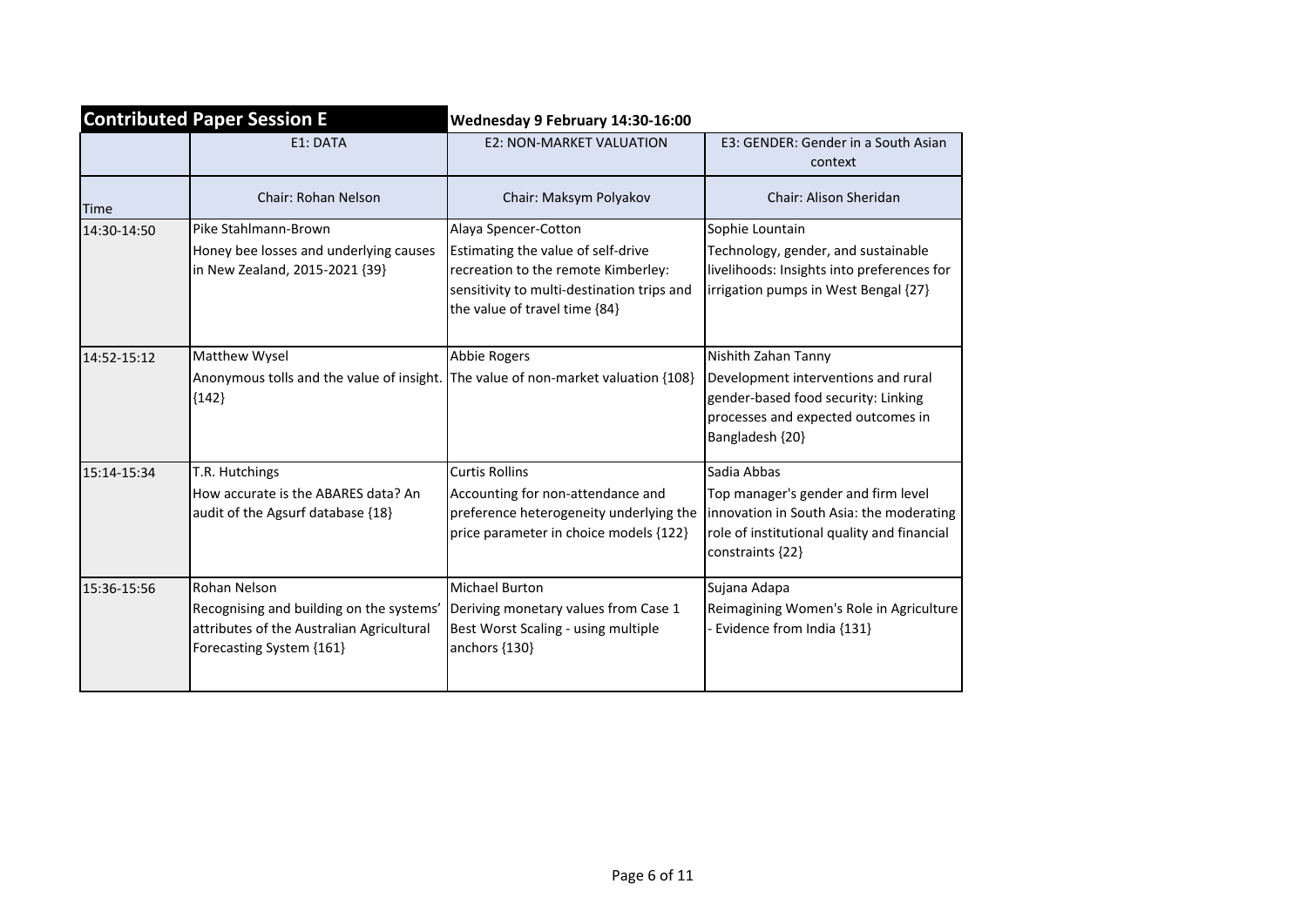## Contributed Paper Session E

**Wednesday 9 February 14:30-16:00**

| Time | E1: DATA | E2: NON-MARKET VALUATION | E3: GENDER: Gender in a South Asian context |
|---|---|---|---|
| | Chair: Rohan Nelson | Chair: Maksym Polyakov | Chair: Alison Sheridan |
| 14:30-14:50 | Pike Stahlmann-Brown<br>Honey bee losses and underlying causes in New Zealand, 2015-2021 {39} | Alaya Spencer-Cotton<br>Estimating the value of self-drive recreation to the remote Kimberley: sensitivity to multi-destination trips and the value of travel time {84} | Sophie Lountain<br>Technology, gender, and sustainable livelihoods: Insights into preferences for irrigation pumps in West Bengal {27} |
| 14:52-15:12 | Matthew Wysel<br>Anonymous tolls and the value of insight. {142} | Abbie Rogers<br>The value of non-market valuation {108} | Nishith Zahan Tanny<br>Development interventions and rural gender-based food security: Linking processes and expected outcomes in Bangladesh {20} |
| 15:14-15:34 | T.R. Hutchings<br>How accurate is the ABARES data? An audit of the Agsurf database {18} | Curtis Rollins<br>Accounting for non-attendance and preference heterogeneity underlying the price parameter in choice models {122} | Sadia Abbas<br>Top manager's gender and firm level innovation in South Asia: the moderating role of institutional quality and financial constraints {22} |
| 15:36-15:56 | Rohan Nelson<br>Recognising and building on the systems' attributes of the Australian Agricultural Forecasting System {161} | Michael Burton<br>Deriving monetary values from Case 1 Best Worst Scaling - using multiple anchors {130} | Sujana Adapa<br>Reimagining Women's Role in Agriculture - Evidence from India {131} |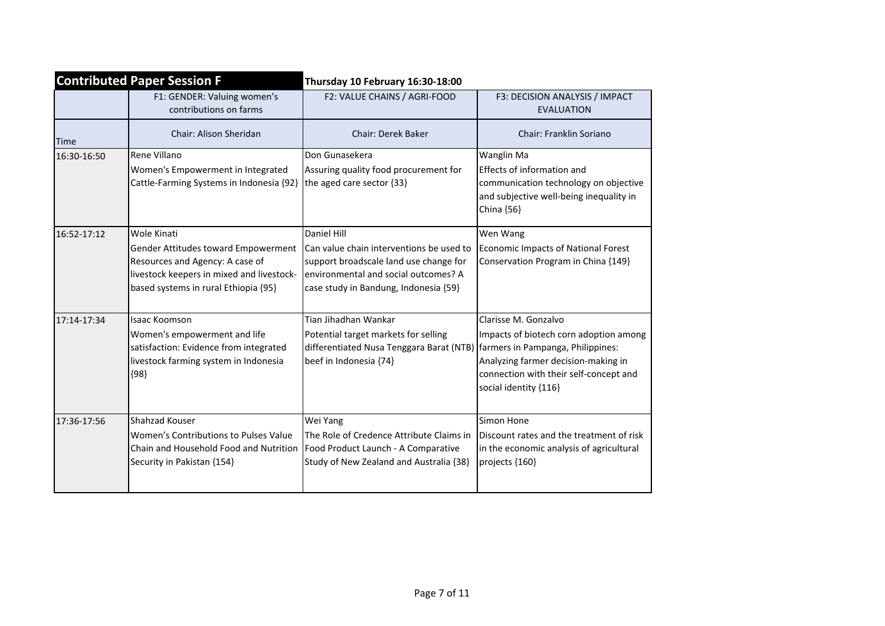## Contributed Paper Session F

**Thursday 10 February 16:30-18:00**

| | F1: GENDER: Valuing women's contributions on farms | F2: VALUE CHAINS / AGRI-FOOD | F3: DECISION ANALYSIS / IMPACT EVALUATION |
|---|---|---|---|
| Time | Chair: Alison Sheridan | Chair: Derek Baker | Chair: Franklin Soriano |
| 16:30-16:50 | Rene Villano<br>Women's Empowerment in Integrated Cattle-Farming Systems in Indonesia {92} | Don Gunasekera<br>Assuring quality food procurement for the aged care sector {33} | Wanglin Ma<br>Effects of information and communication technology on objective and subjective well-being inequality in China {56} |
| 16:52-17:12 | Wole Kinati<br>Gender Attitudes toward Empowerment Resources and Agency: A case of livestock keepers in mixed and livestock-based systems in rural Ethiopia {95} | Daniel Hill<br>Can value chain interventions be used to support broadscale land use change for environmental and social outcomes? A case study in Bandung, Indonesia {59} | Wen Wang<br>Economic Impacts of National Forest Conservation Program in China {149} |
| 17:14-17:34 | Isaac Koomson<br>Women's empowerment and life satisfaction: Evidence from integrated livestock farming system in Indonesia {98} | Tian Jihadhan Wankar<br>Potential target markets for selling differentiated Nusa Tenggara Barat (NTB) beef in Indonesia {74} | Clarisse M. Gonzalvo<br>Impacts of biotech corn adoption among farmers in Pampanga, Philippines: Analyzing farmer decision-making in connection with their self-concept and social identity {116} |
| 17:36-17:56 | Shahzad Kouser<br>Women's Contributions to Pulses Value Chain and Household Food and Nutrition Security in Pakistan {154} | Wei Yang<br>The Role of Credence Attribute Claims in Food Product Launch - A Comparative Study of New Zealand and Australia {38} | Simon Hone<br>Discount rates and the treatment of risk in the economic analysis of agricultural projects {160} |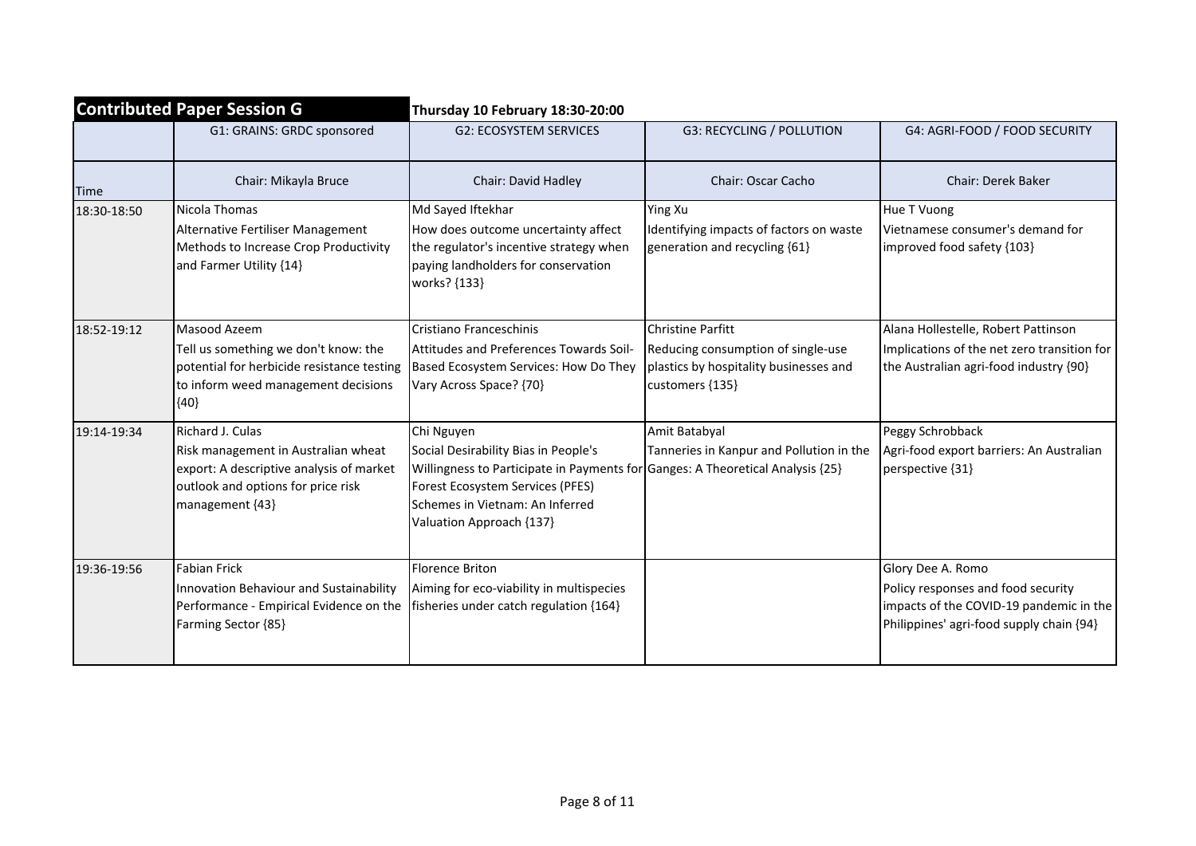## Contributed Paper Session G

**Thursday 10 February 18:30-20:00**

| Time | G1: GRAINS: GRDC sponsored | G2: ECOSYSTEM SERVICES | G3: RECYCLING / POLLUTION | G4: AGRI-FOOD / FOOD SECURITY |
|---|---|---|---|---|
| | Chair: Mikayla Bruce | Chair: David Hadley | Chair: Oscar Cacho | Chair: Derek Baker |
| 18:30-18:50 | Nicola Thomas<br>Alternative Fertiliser Management Methods to Increase Crop Productivity and Farmer Utility {14} | Md Sayed Iftekhar<br>How does outcome uncertainty affect the regulator's incentive strategy when paying landholders for conservation works? {133} | Ying Xu<br>Identifying impacts of factors on waste generation and recycling {61} | Hue T Vuong<br>Vietnamese consumer's demand for improved food safety {103} |
| 18:52-19:12 | Masood Azeem<br>Tell us something we don't know: the potential for herbicide resistance testing to inform weed management decisions {40} | Cristiano Franceschinis<br>Attitudes and Preferences Towards Soil-Based Ecosystem Services: How Do They Vary Across Space? {70} | Christine Parfitt<br>Reducing consumption of single-use plastics by hospitality businesses and customers {135} | Alana Hollestelle, Robert Pattinson<br>Implications of the net zero transition for the Australian agri-food industry {90} |
| 19:14-19:34 | Richard J. Culas<br>Risk management in Australian wheat export: A descriptive analysis of market outlook and options for price risk management {43} | Chi Nguyen<br>Social Desirability Bias in People's Willingness to Participate in Payments for Forest Ecosystem Services (PFES) Schemes in Vietnam: An Inferred Valuation Approach {137} | Amit Batabyal<br>Tanneries in Kanpur and Pollution in the Ganges: A Theoretical Analysis {25} | Peggy Schrobback<br>Agri-food export barriers: An Australian perspective {31} |
| 19:36-19:56 | Fabian Frick<br>Innovation Behaviour and Sustainability Performance - Empirical Evidence on the Farming Sector {85} | Florence Briton<br>Aiming for eco-viability in multispecies fisheries under catch regulation {164} | | Glory Dee A. Romo<br>Policy responses and food security impacts of the COVID-19 pandemic in the Philippines' agri-food supply chain {94} |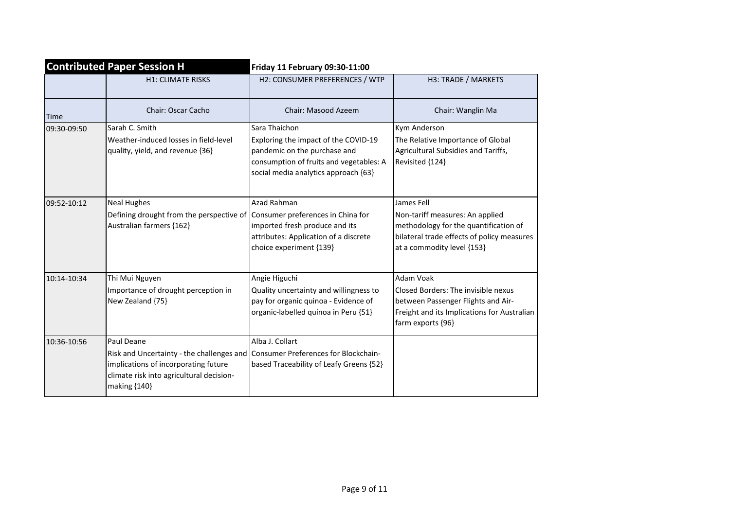## Contributed Paper Session H

**Friday 11 February 09:30-11:00**

| Time | H1: CLIMATE RISKS | H2: CONSUMER PREFERENCES / WTP | H3: TRADE / MARKETS |
|---|---|---|---|
| | Chair: Oscar Cacho | Chair: Masood Azeem | Chair: Wanglin Ma |
| 09:30-09:50 | Sarah C. Smith<br>Weather-induced losses in field-level quality, yield, and revenue {36} | Sara Thaichon<br>Exploring the impact of the COVID-19 pandemic on the purchase and consumption of fruits and vegetables: A social media analytics approach {63} | Kym Anderson<br>The Relative Importance of Global Agricultural Subsidies and Tariffs, Revisited {124} |
| 09:52-10:12 | Neal Hughes<br>Defining drought from the perspective of Australian farmers {162} | Azad Rahman<br>Consumer preferences in China for imported fresh produce and its attributes: Application of a discrete choice experiment {139} | James Fell<br>Non-tariff measures: An applied methodology for the quantification of bilateral trade effects of policy measures at a commodity level {153} |
| 10:14-10:34 | Thi Mui Nguyen<br>Importance of drought perception in New Zealand {75} | Angie Higuchi<br>Quality uncertainty and willingness to pay for organic quinoa - Evidence of organic-labelled quinoa in Peru {51} | Adam Voak<br>Closed Borders: The invisible nexus between Passenger Flights and Air-Freight and its Implications for Australian farm exports {96} |
| 10:36-10:56 | Paul Deane<br>Risk and Uncertainty - the challenges and implications of incorporating future climate risk into agricultural decision-making {140} | Alba J. Collart<br>Consumer Preferences for Blockchain-based Traceability of Leafy Greens {52} | |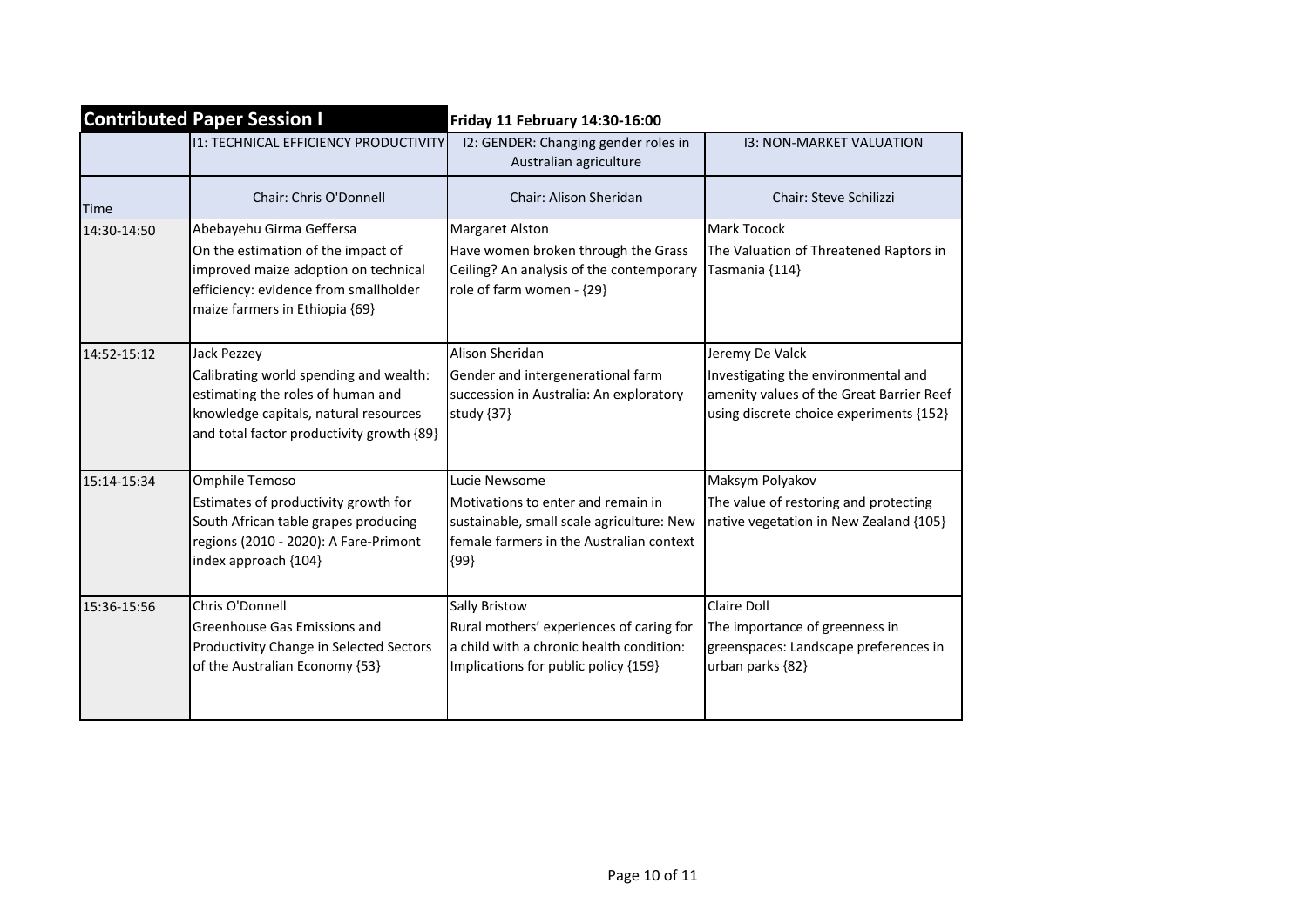## Contributed Paper Session I

**Friday 11 February 14:30-16:00**

| Time | I1: TECHNICAL EFFICIENCY PRODUCTIVITY | I2: GENDER: Changing gender roles in Australian agriculture | I3: NON-MARKET VALUATION |
|---|---|---|---|
| | Chair: Chris O'Donnell | Chair: Alison Sheridan | Chair: Steve Schilizzi |
| 14:30-14:50 | Abebayehu Girma Geffersa<br>On the estimation of the impact of improved maize adoption on technical efficiency: evidence from smallholder maize farmers in Ethiopia {69} | Margaret Alston<br>Have women broken through the Grass Ceiling? An analysis of the contemporary role of farm women - {29} | Mark Tocock<br>The Valuation of Threatened Raptors in Tasmania {114} |
| 14:52-15:12 | Jack Pezzey<br>Calibrating world spending and wealth: estimating the roles of human and knowledge capitals, natural resources and total factor productivity growth {89} | Alison Sheridan<br>Gender and intergenerational farm succession in Australia: An exploratory study {37} | Jeremy De Valck<br>Investigating the environmental and amenity values of the Great Barrier Reef using discrete choice experiments {152} |
| 15:14-15:34 | Omphile Temoso<br>Estimates of productivity growth for South African table grapes producing regions (2010 - 2020): A Fare-Primont index approach {104} | Lucie Newsome<br>Motivations to enter and remain in sustainable, small scale agriculture: New female farmers in the Australian context {99} | Maksym Polyakov<br>The value of restoring and protecting native vegetation in New Zealand {105} |
| 15:36-15:56 | Chris O'Donnell<br>Greenhouse Gas Emissions and Productivity Change in Selected Sectors of the Australian Economy {53} | Sally Bristow<br>Rural mothers' experiences of caring for a child with a chronic health condition: Implications for public policy {159} | Claire Doll<br>The importance of greenness in greenspaces: Landscape preferences in urban parks {82} |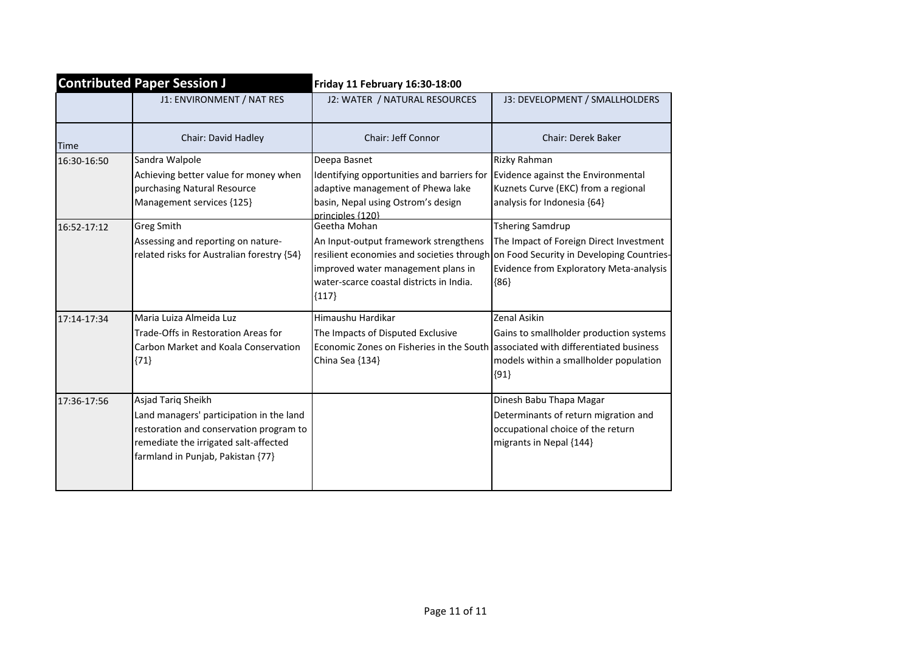## Contributed Paper Session J

**Friday 11 February 16:30-18:00**

| | J1: ENVIRONMENT / NAT RES | J2: WATER / NATURAL RESOURCES | J3: DEVELOPMENT / SMALLHOLDERS |
|---|---|---|---|
| Time | Chair: David Hadley | Chair: Jeff Connor | Chair: Derek Baker |
| 16:30-16:50 | Sandra Walpole<br>Achieving better value for money when purchasing Natural Resource Management services {125} | Deepa Basnet<br>Identifying opportunities and barriers for adaptive management of Phewa lake basin, Nepal using Ostrom's design principles {120} | Rizky Rahman<br>Evidence against the Environmental Kuznets Curve (EKC) from a regional analysis for Indonesia {64} |
| 16:52-17:12 | Greg Smith<br>Assessing and reporting on nature-related risks for Australian forestry {54} | Geetha Mohan<br>An Input-output framework strengthens resilient economies and societies through improved water management plans in water-scarce coastal districts in India. {117} | Tshering Samdrup<br>The Impact of Foreign Direct Investment on Food Security in Developing Countries-Evidence from Exploratory Meta-analysis {86} |
| 17:14-17:34 | Maria Luiza Almeida Luz<br>Trade-Offs in Restoration Areas for Carbon Market and Koala Conservation {71} | Himaushu Hardikar<br>The Impacts of Disputed Exclusive Economic Zones on Fisheries in the South China Sea {134} | Zenal Asikin<br>Gains to smallholder production systems associated with differentiated business models within a smallholder population {91} |
| 17:36-17:56 | Asjad Tariq Sheikh<br>Land managers' participation in the land restoration and conservation program to remediate the irrigated salt-affected farmland in Punjab, Pakistan {77} | | Dinesh Babu Thapa Magar<br>Determinants of return migration and occupational choice of the return migrants in Nepal {144} |